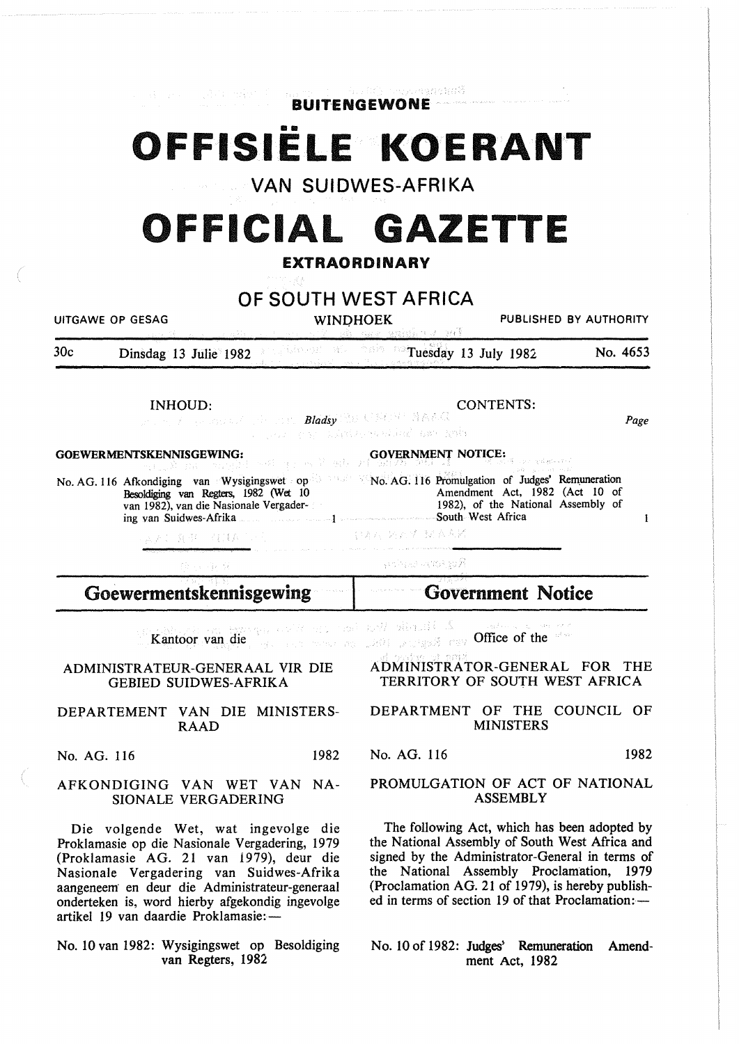**BUITENGEWONE**

# OFFISIËLE KOERANT

## VAN SUIDWES-AFRIKA

# OFFICIAL GAZETTE

**EXTRAORDINARY**

## OF SOUTH WEST AFRICA

UITGAWE OP GESAG — WINDHOEK — PUBLISHED BY AUTHORITY

30c — Dinsdag 13 Julie 1982 — Tuesday 13 July 1982 — No. 4653

| INHOUD: | *Bladsy* | CONTENTS: | *Page* |
|---|---|---|---|
| **GOEWERMENTSKENNISGEWING:** | | **GOVERNMENT NOTICE:** | |
| No. AG. 116 Afkondiging van Wysigingswet op Besoldiging van Regters, 1982 (Wet 10 van 1982), van die Nasionale Vergadering van Suidwes-Afrika | 1 | No. AG. 116 Promulgation of Judges' Remuneration Amendment Act, 1982 (Act 10 of 1982), of the National Assembly of South West Africa | 1 |

## Goewermentskennisgewing

Kantoor van die

ADMINISTRATEUR-GENERAAL VIR DIE GEBIED SUIDWES-AFRIKA

DEPARTEMENT VAN DIE MINISTERSRAAD

No. AG. 116 — 1982

AFKONDIGING VAN WET VAN NASIONALE VERGADERING

Die volgende Wet, wat ingevolge die Proklamasie op die Nasionale Vergadering, 1979 (Proklamasie AG. 21 van 1979), deur die Nasionale Vergadering van Suidwes-Afrika aangeneem en deur die Administrateur-generaal onderteken is, word hierby afgekondig ingevolge artikel 19 van daardie Proklamasie:—

No. 10 van 1982: Wysigingswet op Besoldiging van Regters, 1982

## Government Notice

Office of the

ADMINISTRATOR-GENERAL FOR THE TERRITORY OF SOUTH WEST AFRICA

DEPARTMENT OF THE COUNCIL OF MINISTERS

No. AG. 116 — 1982

PROMULGATION OF ACT OF NATIONAL ASSEMBLY

The following Act, which has been adopted by the National Assembly of South West Africa and signed by the Administrator-General in terms of the National Assembly Proclamation, 1979 (Proclamation AG. 21 of 1979), is hereby published in terms of section 19 of that Proclamation:—

No. 10 of 1982: Judges' Remuneration Amendment Act, 1982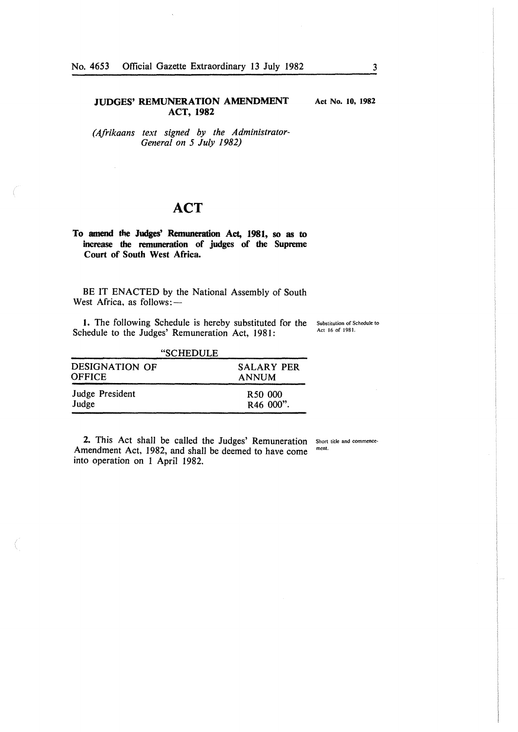**JUDGES' REMUNERATION AMENDMENT ACT, 1982**

**Act No. 10, 1982**

*(Afrikaans text signed by the Administrator-General on 5 July 1982)*

# ACT

**To amend the Judges' Remuneration Act, 1981, so as to increase the remuneration of judges of the Supreme Court of South West Africa.**

BE IT ENACTED by the National Assembly of South West Africa, as follows:—

Substitution of Schedule to Act 16 of 1981.

**1.** The following Schedule is hereby substituted for the Schedule to the Judges' Remuneration Act, 1981:

"SCHEDULE

| DESIGNATION OF OFFICE | SALARY PER ANNUM |
|---|---|
| Judge President | R50 000 |
| Judge | R46 000". |

Short title and commencement.

**2.** This Act shall be called the Judges' Remuneration Amendment Act, 1982, and shall be deemed to have come into operation on 1 April 1982.